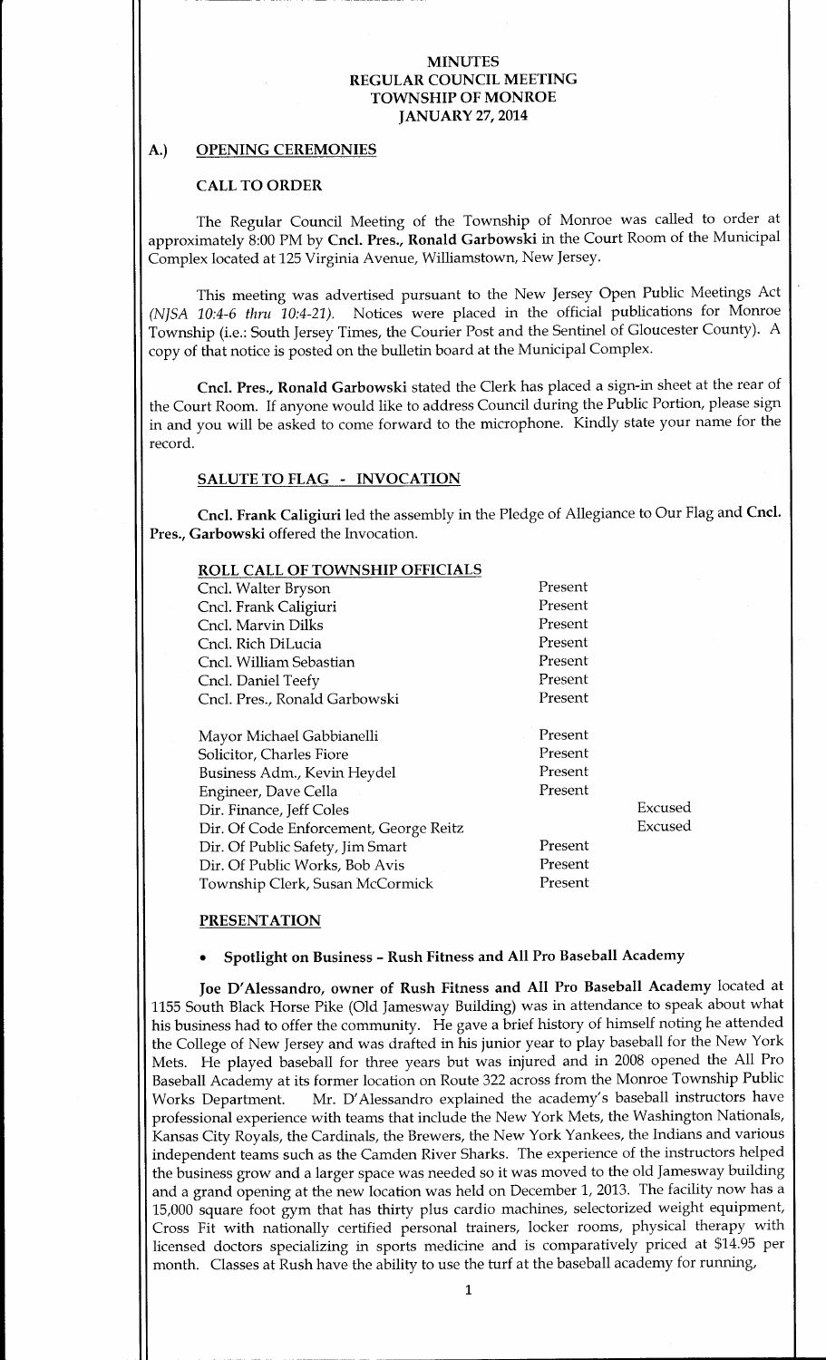# MINUTES
# REGULAR COUNCIL MEETING
# TOWNSHIP OF MONROE
# JANUARY 27, 2014

## A.) OPENING CEREMONIES

### CALL TO ORDER

The Regular Council Meeting of the Township of Monroe was called to order at approximately 8:00 PM by **Cncl. Pres., Ronald Garbowski** in the Court Room of the Municipal Complex located at 125 Virginia Avenue, Williamstown, New Jersey.

This meeting was advertised pursuant to the New Jersey Open Public Meetings Act *(NJSA 10:4-6 thru 10:4-21).* Notices were placed in the official publications for Monroe Township (i.e.: South Jersey Times, the Courier Post and the Sentinel of Gloucester County). A copy of that notice is posted on the bulletin board at the Municipal Complex.

**Cncl. Pres., Ronald Garbowski** stated the Clerk has placed a sign-in sheet at the rear of the Court Room. If anyone would like to address Council during the Public Portion, please sign in and you will be asked to come forward to the microphone. Kindly state your name for the record.

### SALUTE TO FLAG - INVOCATION

**Cncl. Frank Caligiuri** led the assembly in the Pledge of Allegiance to Our Flag and **Cncl. Pres., Garbowski** offered the Invocation.

### ROLL CALL OF TOWNSHIP OFFICIALS

| | | |
|---|---|---|
| Cncl. Walter Bryson | Present | |
| Cncl. Frank Caligiuri | Present | |
| Cncl. Marvin Dilks | Present | |
| Cncl. Rich DiLucia | Present | |
| Cncl. William Sebastian | Present | |
| Cncl. Daniel Teefy | Present | |
| Cncl. Pres., Ronald Garbowski | Present | |
| Mayor Michael Gabbianelli | Present | |
| Solicitor, Charles Fiore | Present | |
| Business Adm., Kevin Heydel | Present | |
| Engineer, Dave Cella | Present | |
| Dir. Finance, Jeff Coles | | Excused |
| Dir. Of Code Enforcement, George Reitz | | Excused |
| Dir. Of Public Safety, Jim Smart | Present | |
| Dir. Of Public Works, Bob Avis | Present | |
| Township Clerk, Susan McCormick | Present | |

### PRESENTATION

- **Spotlight on Business – Rush Fitness and All Pro Baseball Academy**

**Joe D'Alessandro, owner of Rush Fitness and All Pro Baseball Academy** located at 1155 South Black Horse Pike (Old Jamesway Building) was in attendance to speak about what his business had to offer the community. He gave a brief history of himself noting he attended the College of New Jersey and was drafted in his junior year to play baseball for the New York Mets. He played baseball for three years but was injured and in 2008 opened the All Pro Baseball Academy at its former location on Route 322 across from the Monroe Township Public Works Department. Mr. D'Alessandro explained the academy's baseball instructors have professional experience with teams that include the New York Mets, the Washington Nationals, Kansas City Royals, the Cardinals, the Brewers, the New York Yankees, the Indians and various independent teams such as the Camden River Sharks. The experience of the instructors helped the business grow and a larger space was needed so it was moved to the old Jamesway building and a grand opening at the new location was held on December 1, 2013. The facility now has a 15,000 square foot gym that has thirty plus cardio machines, selectorized weight equipment, Cross Fit with nationally certified personal trainers, locker rooms, physical therapy with licensed doctors specializing in sports medicine and is comparatively priced at $14.95 per month. Classes at Rush have the ability to use the turf at the baseball academy for running,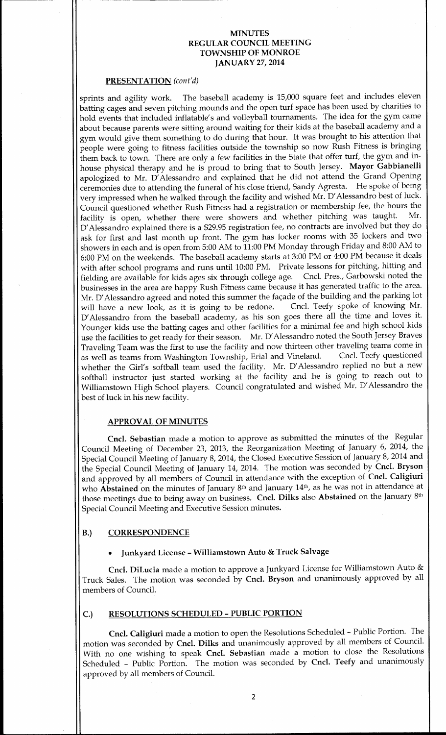# MINUTES
# REGULAR COUNCIL MEETING
# TOWNSHIP OF MONROE
# JANUARY 27, 2014

**PRESENTATION** *(cont'd)*

sprints and agility work. The baseball academy is 15,000 square feet and includes eleven batting cages and seven pitching mounds and the open turf space has been used by charities to hold events that included inflatable's and volleyball tournaments. The idea for the gym came about because parents were sitting around waiting for their kids at the baseball academy and a gym would give them something to do during that hour. It was brought to his attention that people were going to fitness facilities outside the township so now Rush Fitness is bringing them back to town. There are only a few facilities in the State that offer turf, the gym and in-house physical therapy and he is proud to bring that to South Jersey. **Mayor Gabbianelli** apologized to Mr. D'Alessandro and explained that he did not attend the Grand Opening ceremonies due to attending the funeral of his close friend, Sandy Agresta. He spoke of being very impressed when he walked through the facility and wished Mr. D'Alessandro best of luck. Council questioned whether Rush Fitness had a registration or membership fee, the hours the facility is open, whether there were showers and whether pitching was taught. Mr. D'Alessandro explained there is a $29.95 registration fee, no contracts are involved but they do ask for first and last month up front. The gym has locker rooms with 35 lockers and two showers in each and is open from 5:00 AM to 11:00 PM Monday through Friday and 8:00 AM to 6:00 PM on the weekends. The baseball academy starts at 3:00 PM or 4:00 PM because it deals with after school programs and runs until 10:00 PM. Private lessons for pitching, hitting and fielding are available for kids ages six through college age. Cncl. Pres., Garbowski noted the businesses in the area are happy Rush Fitness came because it has generated traffic to the area. Mr. D'Alessandro agreed and noted this summer the façade of the building and the parking lot will have a new look, as it is going to be redone. Cncl. Teefy spoke of knowing Mr. D'Alessandro from the baseball academy, as his son goes there all the time and loves it. Younger kids use the batting cages and other facilities for a minimal fee and high school kids use the facilities to get ready for their season. Mr. D'Alessandro noted the South Jersey Braves Traveling Team was the first to use the facility and now thirteen other traveling teams come in as well as teams from Washington Township, Erial and Vineland. Cncl. Teefy questioned whether the Girl's softball team used the facility. Mr. D'Alessandro replied no but a new softball instructor just started working at the facility and he is going to reach out to Williamstown High School players. Council congratulated and wished Mr. D'Alessandro the best of luck in his new facility.

**APPROVAL OF MINUTES**

**Cncl. Sebastian** made a motion to approve as submitted the minutes of the Regular Council Meeting of December 23, 2013, the Reorganization Meeting of January 6, 2014, the Special Council Meeting of January 8, 2014, the Closed Executive Session of January 8, 2014 and the Special Council Meeting of January 14, 2014. The motion was seconded by **Cncl. Bryson** and approved by all members of Council in attendance with the exception of **Cncl. Caligiuri** who **Abstained** on the minutes of January 8th and January 14th, as he was not in attendance at those meetings due to being away on business. **Cncl. Dilks** also **Abstained** on the January 8th Special Council Meeting and Executive Session minutes.

## B.) CORRESPONDENCE

- **Junkyard License – Williamstown Auto & Truck Salvage**

**Cncl. DiLucia** made a motion to approve a Junkyard License for Williamstown Auto & Truck Sales. The motion was seconded by **Cncl. Bryson** and unanimously approved by all members of Council.

## C.) RESOLUTIONS SCHEDULED - PUBLIC PORTION

**Cncl. Caligiuri** made a motion to open the Resolutions Scheduled - Public Portion. The motion was seconded by **Cncl. Dilks** and unanimously approved by all members of Council. With no one wishing to speak **Cncl. Sebastian** made a motion to close the Resolutions Scheduled - Public Portion. The motion was seconded by **Cncl. Teefy** and unanimously approved by all members of Council.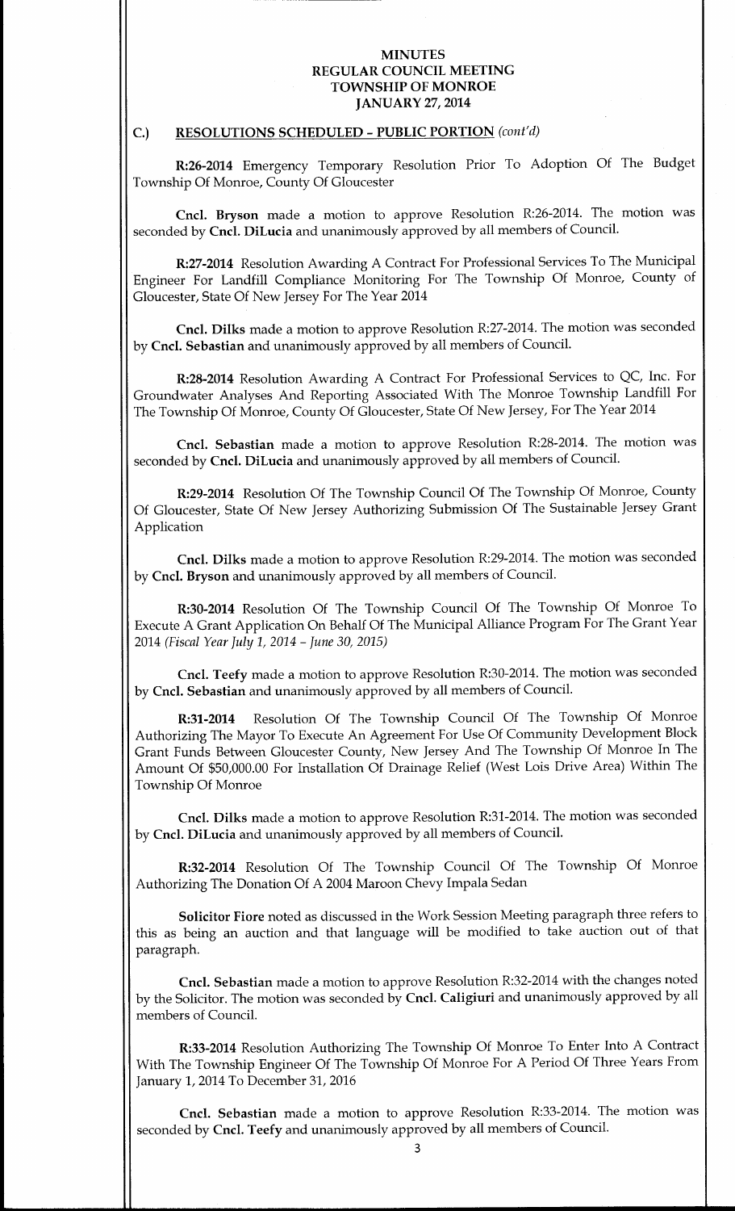**MINUTES**
**REGULAR COUNCIL MEETING**
**TOWNSHIP OF MONROE**
**JANUARY 27, 2014**

## C.) RESOLUTIONS SCHEDULED – PUBLIC PORTION *(cont'd)*

**R:26-2014** Emergency Temporary Resolution Prior To Adoption Of The Budget Township Of Monroe, County Of Gloucester

**Cncl. Bryson** made a motion to approve Resolution R:26-2014. The motion was seconded by **Cncl. DiLucia** and unanimously approved by all members of Council.

**R:27-2014** Resolution Awarding A Contract For Professional Services To The Municipal Engineer For Landfill Compliance Monitoring For The Township Of Monroe, County of Gloucester, State Of New Jersey For The Year 2014

**Cncl. Dilks** made a motion to approve Resolution R:27-2014. The motion was seconded by **Cncl. Sebastian** and unanimously approved by all members of Council.

**R:28-2014** Resolution Awarding A Contract For Professional Services to QC, Inc. For Groundwater Analyses And Reporting Associated With The Monroe Township Landfill For The Township Of Monroe, County Of Gloucester, State Of New Jersey, For The Year 2014

**Cncl. Sebastian** made a motion to approve Resolution R:28-2014. The motion was seconded by **Cncl. DiLucia** and unanimously approved by all members of Council.

**R:29-2014** Resolution Of The Township Council Of The Township Of Monroe, County Of Gloucester, State Of New Jersey Authorizing Submission Of The Sustainable Jersey Grant Application

**Cncl. Dilks** made a motion to approve Resolution R:29-2014. The motion was seconded by **Cncl. Bryson** and unanimously approved by all members of Council.

**R:30-2014** Resolution Of The Township Council Of The Township Of Monroe To Execute A Grant Application On Behalf Of The Municipal Alliance Program For The Grant Year 2014 *(Fiscal Year July 1, 2014 – June 30, 2015)*

**Cncl. Teefy** made a motion to approve Resolution R:30-2014. The motion was seconded by **Cncl. Sebastian** and unanimously approved by all members of Council.

**R:31-2014** Resolution Of The Township Council Of The Township Of Monroe Authorizing The Mayor To Execute An Agreement For Use Of Community Development Block Grant Funds Between Gloucester County, New Jersey And The Township Of Monroe In The Amount Of $50,000.00 For Installation Of Drainage Relief (West Lois Drive Area) Within The Township Of Monroe

**Cncl. Dilks** made a motion to approve Resolution R:31-2014. The motion was seconded by **Cncl. DiLucia** and unanimously approved by all members of Council.

**R:32-2014** Resolution Of The Township Council Of The Township Of Monroe Authorizing The Donation Of A 2004 Maroon Chevy Impala Sedan

**Solicitor Fiore** noted as discussed in the Work Session Meeting paragraph three refers to this as being an auction and that language will be modified to take auction out of that paragraph.

**Cncl. Sebastian** made a motion to approve Resolution R:32-2014 with the changes noted by the Solicitor. The motion was seconded by **Cncl. Caligiuri** and unanimously approved by all members of Council.

**R:33-2014** Resolution Authorizing The Township Of Monroe To Enter Into A Contract With The Township Engineer Of The Township Of Monroe For A Period Of Three Years From January 1, 2014 To December 31, 2016

**Cncl. Sebastian** made a motion to approve Resolution R:33-2014. The motion was seconded by **Cncl. Teefy** and unanimously approved by all members of Council.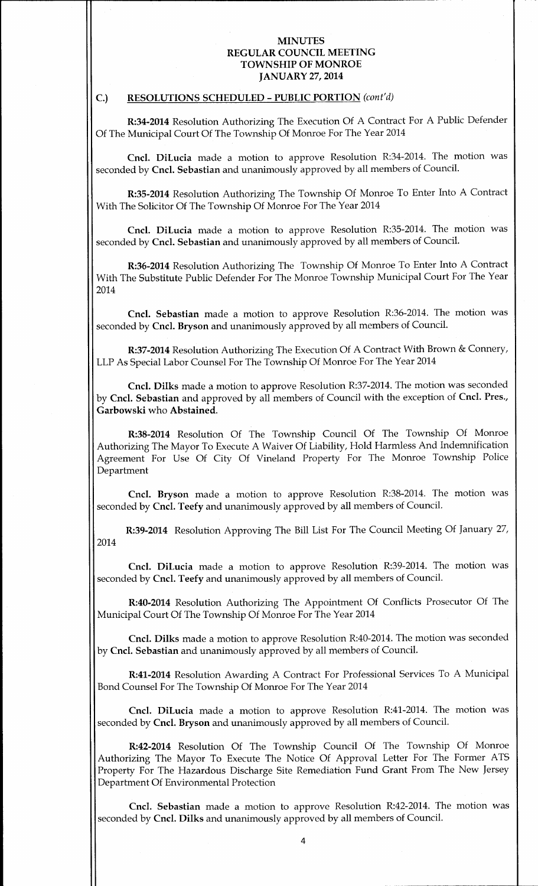**MINUTES**
**REGULAR COUNCIL MEETING**
**TOWNSHIP OF MONROE**
**JANUARY 27, 2014**

## C.) RESOLUTIONS SCHEDULED – PUBLIC PORTION *(cont'd)*

**R:34-2014** Resolution Authorizing The Execution Of A Contract For A Public Defender Of The Municipal Court Of The Township Of Monroe For The Year 2014

**Cncl. DiLucia** made a motion to approve Resolution R:34-2014. The motion was seconded by **Cncl. Sebastian** and unanimously approved by all members of Council.

**R:35-2014** Resolution Authorizing The Township Of Monroe To Enter Into A Contract With The Solicitor Of The Township Of Monroe For The Year 2014

**Cncl. DiLucia** made a motion to approve Resolution R:35-2014. The motion was seconded by **Cncl. Sebastian** and unanimously approved by all members of Council.

**R:36-2014** Resolution Authorizing The Township Of Monroe To Enter Into A Contract With The Substitute Public Defender For The Monroe Township Municipal Court For The Year 2014

**Cncl. Sebastian** made a motion to approve Resolution R:36-2014. The motion was seconded by **Cncl. Bryson** and unanimously approved by all members of Council.

**R:37-2014** Resolution Authorizing The Execution Of A Contract With Brown & Connery, LLP As Special Labor Counsel For The Township Of Monroe For The Year 2014

**Cncl. Dilks** made a motion to approve Resolution R:37-2014. The motion was seconded by **Cncl. Sebastian** and approved by all members of Council with the exception of **Cncl. Pres., Garbowski** who **Abstained**.

**R:38-2014** Resolution Of The Township Council Of The Township Of Monroe Authorizing The Mayor To Execute A Waiver Of Liability, Hold Harmless And Indemnification Agreement For Use Of City Of Vineland Property For The Monroe Township Police Department

**Cncl. Bryson** made a motion to approve Resolution R:38-2014. The motion was seconded by **Cncl. Teefy** and unanimously approved by all members of Council.

**R:39-2014** Resolution Approving The Bill List For The Council Meeting Of January 27, 2014

**Cncl. DiLucia** made a motion to approve Resolution R:39-2014. The motion was seconded by **Cncl. Teefy** and unanimously approved by all members of Council.

**R:40-2014** Resolution Authorizing The Appointment Of Conflicts Prosecutor Of The Municipal Court Of The Township Of Monroe For The Year 2014

**Cncl. Dilks** made a motion to approve Resolution R:40-2014. The motion was seconded by **Cncl. Sebastian** and unanimously approved by all members of Council.

**R:41-2014** Resolution Awarding A Contract For Professional Services To A Municipal Bond Counsel For The Township Of Monroe For The Year 2014

**Cncl. DiLucia** made a motion to approve Resolution R:41-2014. The motion was seconded by **Cncl. Bryson** and unanimously approved by all members of Council.

**R:42-2014** Resolution Of The Township Council Of The Township Of Monroe Authorizing The Mayor To Execute The Notice Of Approval Letter For The Former ATS Property For The Hazardous Discharge Site Remediation Fund Grant From The New Jersey Department Of Environmental Protection

**Cncl. Sebastian** made a motion to approve Resolution R:42-2014. The motion was seconded by **Cncl. Dilks** and unanimously approved by all members of Council.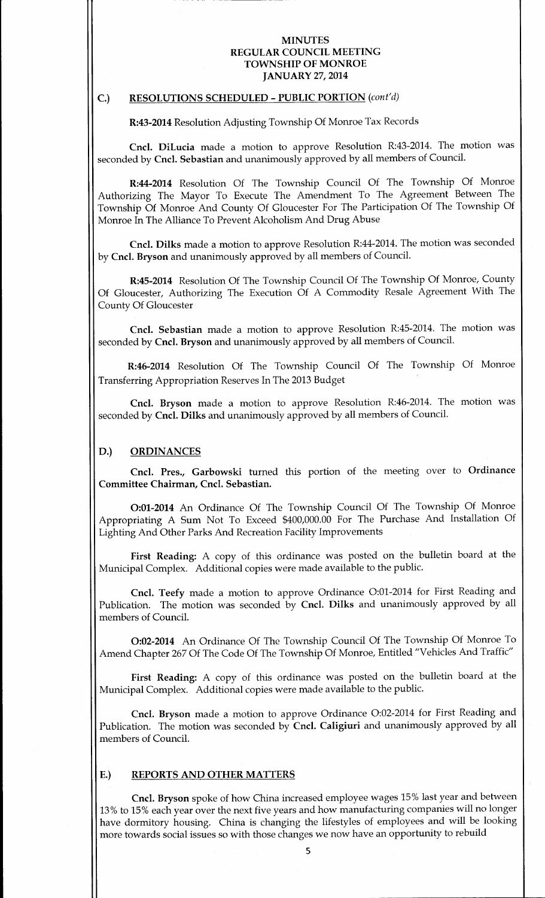**MINUTES**
**REGULAR COUNCIL MEETING**
**TOWNSHIP OF MONROE**
**JANUARY 27, 2014**

## C.) RESOLUTIONS SCHEDULED – PUBLIC PORTION *(cont'd)*

**R:43-2014** Resolution Adjusting Township Of Monroe Tax Records

**Cncl. DiLucia** made a motion to approve Resolution R:43-2014. The motion was seconded by **Cncl. Sebastian** and unanimously approved by all members of Council.

**R:44-2014** Resolution Of The Township Council Of The Township Of Monroe Authorizing The Mayor To Execute The Amendment To The Agreement Between The Township Of Monroe And County Of Gloucester For The Participation Of The Township Of Monroe In The Alliance To Prevent Alcoholism And Drug Abuse

**Cncl. Dilks** made a motion to approve Resolution R:44-2014. The motion was seconded by **Cncl. Bryson** and unanimously approved by all members of Council.

**R:45-2014** Resolution Of The Township Council Of The Township Of Monroe, County Of Gloucester, Authorizing The Execution Of A Commodity Resale Agreement With The County Of Gloucester

**Cncl. Sebastian** made a motion to approve Resolution R:45-2014. The motion was seconded by **Cncl. Bryson** and unanimously approved by all members of Council.

**R:46-2014** Resolution Of The Township Council Of The Township Of Monroe Transferring Appropriation Reserves In The 2013 Budget

**Cncl. Bryson** made a motion to approve Resolution R:46-2014. The motion was seconded by **Cncl. Dilks** and unanimously approved by all members of Council.

## D.) ORDINANCES

**Cncl. Pres., Garbowski** turned this portion of the meeting over to **Ordinance Committee Chairman, Cncl. Sebastian.**

**O:01-2014** An Ordinance Of The Township Council Of The Township Of Monroe Appropriating A Sum Not To Exceed $400,000.00 For The Purchase And Installation Of Lighting And Other Parks And Recreation Facility Improvements

**First Reading:** A copy of this ordinance was posted on the bulletin board at the Municipal Complex. Additional copies were made available to the public.

**Cncl. Teefy** made a motion to approve Ordinance O:01-2014 for First Reading and Publication. The motion was seconded by **Cncl. Dilks** and unanimously approved by all members of Council.

**O:02-2014** An Ordinance Of The Township Council Of The Township Of Monroe To Amend Chapter 267 Of The Code Of The Township Of Monroe, Entitled "Vehicles And Traffic"

**First Reading:** A copy of this ordinance was posted on the bulletin board at the Municipal Complex. Additional copies were made available to the public.

**Cncl. Bryson** made a motion to approve Ordinance O:02-2014 for First Reading and Publication. The motion was seconded by **Cncl. Caligiuri** and unanimously approved by all members of Council.

## E.) REPORTS AND OTHER MATTERS

**Cncl. Bryson** spoke of how China increased employee wages 15% last year and between 13% to 15% each year over the next five years and how manufacturing companies will no longer have dormitory housing. China is changing the lifestyles of employees and will be looking more towards social issues so with those changes we now have an opportunity to rebuild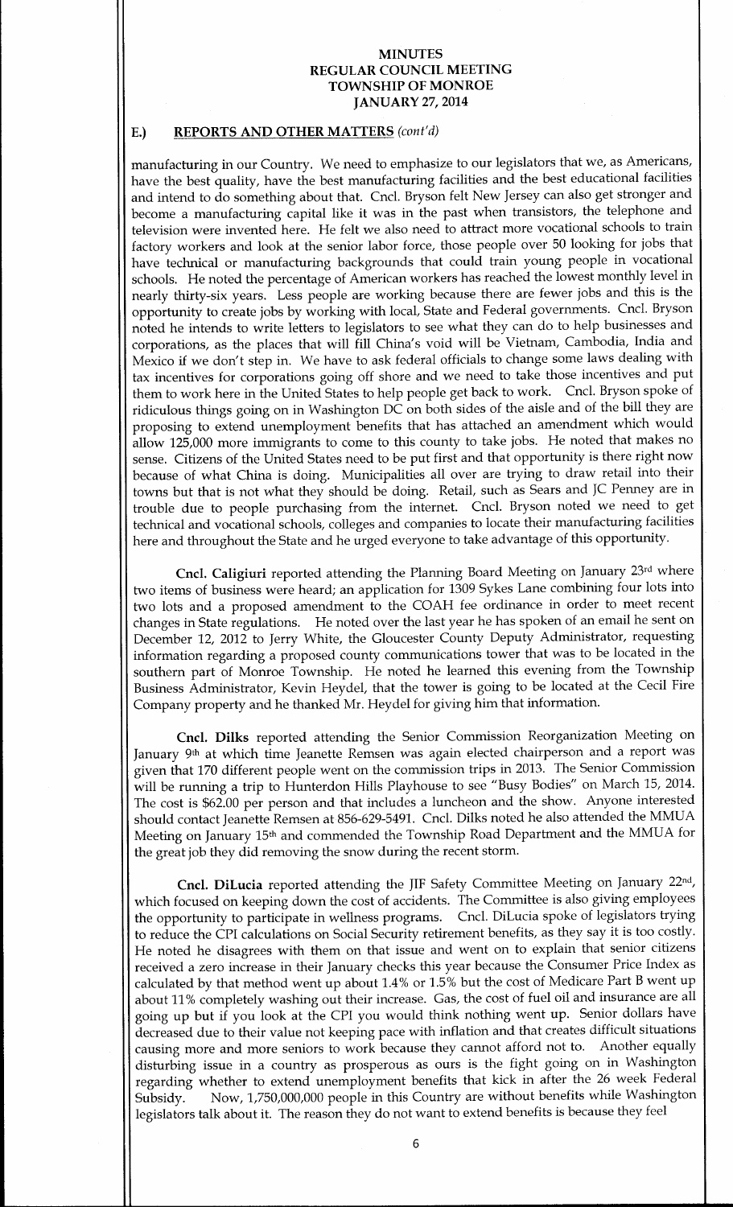## E.) REPORTS AND OTHER MATTERS *(cont'd)*

manufacturing in our Country. We need to emphasize to our legislators that we, as Americans, have the best quality, have the best manufacturing facilities and the best educational facilities and intend to do something about that. Cncl. Bryson felt New Jersey can also get stronger and become a manufacturing capital like it was in the past when transistors, the telephone and television were invented here. He felt we also need to attract more vocational schools to train factory workers and look at the senior labor force, those people over 50 looking for jobs that have technical or manufacturing backgrounds that could train young people in vocational schools. He noted the percentage of American workers has reached the lowest monthly level in nearly thirty-six years. Less people are working because there are fewer jobs and this is the opportunity to create jobs by working with local, State and Federal governments. Cncl. Bryson noted he intends to write letters to legislators to see what they can do to help businesses and corporations, as the places that will fill China's void will be Vietnam, Cambodia, India and Mexico if we don't step in. We have to ask federal officials to change some laws dealing with tax incentives for corporations going off shore and we need to take those incentives and put them to work here in the United States to help people get back to work. Cncl. Bryson spoke of ridiculous things going on in Washington DC on both sides of the aisle and of the bill they are proposing to extend unemployment benefits that has attached an amendment which would allow 125,000 more immigrants to come to this county to take jobs. He noted that makes no sense. Citizens of the United States need to be put first and that opportunity is there right now because of what China is doing. Municipalities all over are trying to draw retail into their towns but that is not what they should be doing. Retail, such as Sears and JC Penney are in trouble due to people purchasing from the internet. Cncl. Bryson noted we need to get technical and vocational schools, colleges and companies to locate their manufacturing facilities here and throughout the State and he urged everyone to take advantage of this opportunity.

**Cncl. Caligiuri** reported attending the Planning Board Meeting on January 23rd where two items of business were heard; an application for 1309 Sykes Lane combining four lots into two lots and a proposed amendment to the COAH fee ordinance in order to meet recent changes in State regulations. He noted over the last year he has spoken of an email he sent on December 12, 2012 to Jerry White, the Gloucester County Deputy Administrator, requesting information regarding a proposed county communications tower that was to be located in the southern part of Monroe Township. He noted he learned this evening from the Township Business Administrator, Kevin Heydel, that the tower is going to be located at the Cecil Fire Company property and he thanked Mr. Heydel for giving him that information.

**Cncl. Dilks** reported attending the Senior Commission Reorganization Meeting on January 9th at which time Jeanette Remsen was again elected chairperson and a report was given that 170 different people went on the commission trips in 2013. The Senior Commission will be running a trip to Hunterdon Hills Playhouse to see "Busy Bodies" on March 15, 2014. The cost is $62.00 per person and that includes a luncheon and the show. Anyone interested should contact Jeanette Remsen at 856-629-5491. Cncl. Dilks noted he also attended the MMUA Meeting on January 15th and commended the Township Road Department and the MMUA for the great job they did removing the snow during the recent storm.

**Cncl. DiLucia** reported attending the JIF Safety Committee Meeting on January 22nd, which focused on keeping down the cost of accidents. The Committee is also giving employees the opportunity to participate in wellness programs. Cncl. DiLucia spoke of legislators trying to reduce the CPI calculations on Social Security retirement benefits, as they say it is too costly. He noted he disagrees with them on that issue and went on to explain that senior citizens received a zero increase in their January checks this year because the Consumer Price Index as calculated by that method went up about 1.4% or 1.5% but the cost of Medicare Part B went up about 11% completely washing out their increase. Gas, the cost of fuel oil and insurance are all going up but if you look at the CPI you would think nothing went up. Senior dollars have decreased due to their value not keeping pace with inflation and that creates difficult situations causing more and more seniors to work because they cannot afford not to. Another equally disturbing issue in a country as prosperous as ours is the fight going on in Washington regarding whether to extend unemployment benefits that kick in after the 26 week Federal Subsidy. Now, 1,750,000,000 people in this Country are without benefits while Washington legislators talk about it. The reason they do not want to extend benefits is because they feel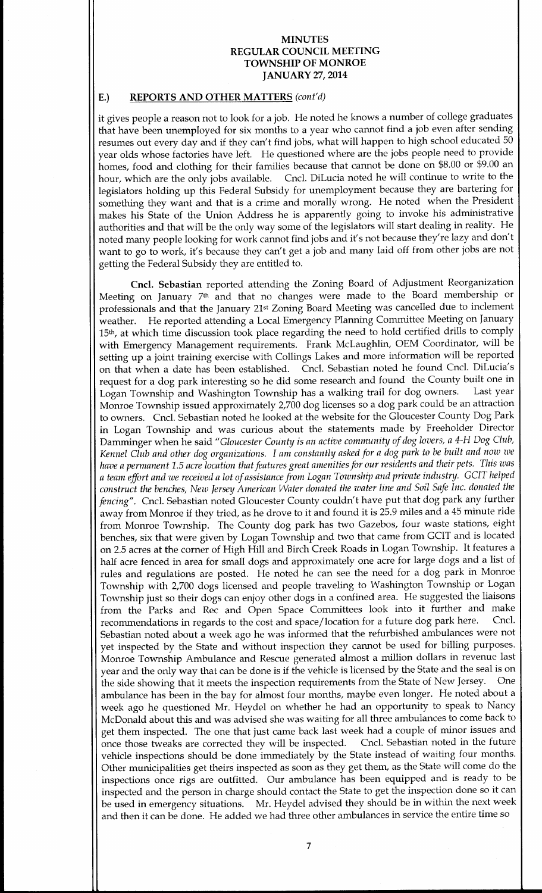**MINUTES**
**REGULAR COUNCIL MEETING**
**TOWNSHIP OF MONROE**
**JANUARY 27, 2014**

## E.) REPORTS AND OTHER MATTERS *(cont'd)*

it gives people a reason not to look for a job. He noted he knows a number of college graduates that have been unemployed for six months to a year who cannot find a job even after sending resumes out every day and if they can't find jobs, what will happen to high school educated 50 year olds whose factories have left. He questioned where are the jobs people need to provide homes, food and clothing for their families because that cannot be done on $8.00 or $9.00 an hour, which are the only jobs available. Cncl. DiLucia noted he will continue to write to the legislators holding up this Federal Subsidy for unemployment because they are bartering for something they want and that is a crime and morally wrong. He noted when the President makes his State of the Union Address he is apparently going to invoke his administrative authorities and that will be the only way some of the legislators will start dealing in reality. He noted many people looking for work cannot find jobs and it's not because they're lazy and don't want to go to work, it's because they can't get a job and many laid off from other jobs are not getting the Federal Subsidy they are entitled to.

**Cncl. Sebastian** reported attending the Zoning Board of Adjustment Reorganization Meeting on January 7th and that no changes were made to the Board membership or professionals and that the January 21st Zoning Board Meeting was cancelled due to inclement weather. He reported attending a Local Emergency Planning Committee Meeting on January 15th, at which time discussion took place regarding the need to hold certified drills to comply with Emergency Management requirements. Frank McLaughlin, OEM Coordinator, will be setting up a joint training exercise with Collings Lakes and more information will be reported on that when a date has been established. Cncl. Sebastian noted he found Cncl. DiLucia's request for a dog park interesting so he did some research and found the County built one in Logan Township and Washington Township has a walking trail for dog owners. Last year Monroe Township issued approximately 2,700 dog licenses so a dog park could be an attraction to owners. Cncl. Sebastian noted he looked at the website for the Gloucester County Dog Park in Logan Township and was curious about the statements made by Freeholder Director Damminger when he said *"Gloucester County is an active community of dog lovers, a 4-H Dog Club, Kennel Club and other dog organizations. I am constantly asked for a dog park to be built and now we have a permanent 1.5 acre location that features great amenities for our residents and their pets. This was a team effort and we received a lot of assistance from Logan Township and private industry. GCIT helped construct the benches, New Jersey American Water donated the water line and Soil Safe Inc. donated the fencing"*. Cncl. Sebastian noted Gloucester County couldn't have put that dog park any further away from Monroe if they tried, as he drove to it and found it is 25.9 miles and a 45 minute ride from Monroe Township. The County dog park has two Gazebos, four waste stations, eight benches, six that were given by Logan Township and two that came from GCIT and is located on 2.5 acres at the corner of High Hill and Birch Creek Roads in Logan Township. It features a half acre fenced in area for small dogs and approximately one acre for large dogs and a list of rules and regulations are posted. He noted he can see the need for a dog park in Monroe Township with 2,700 dogs licensed and people traveling to Washington Township or Logan Township just so their dogs can enjoy other dogs in a confined area. He suggested the liaisons from the Parks and Rec and Open Space Committees look into it further and make recommendations in regards to the cost and space/location for a future dog park here. Cncl. Sebastian noted about a week ago he was informed that the refurbished ambulances were not yet inspected by the State and without inspection they cannot be used for billing purposes. Monroe Township Ambulance and Rescue generated almost a million dollars in revenue last year and the only way that can be done is if the vehicle is licensed by the State and the seal is on the side showing that it meets the inspection requirements from the State of New Jersey. One ambulance has been in the bay for almost four months, maybe even longer. He noted about a week ago he questioned Mr. Heydel on whether he had an opportunity to speak to Nancy McDonald about this and was advised she was waiting for all three ambulances to come back to get them inspected. The one that just came back last week had a couple of minor issues and once those tweaks are corrected they will be inspected. Cncl. Sebastian noted in the future vehicle inspections should be done immediately by the State instead of waiting four months. Other municipalities get theirs inspected as soon as they get them, as the State will come do the inspections once rigs are outfitted. Our ambulance has been equipped and is ready to be inspected and the person in charge should contact the State to get the inspection done so it can be used in emergency situations. Mr. Heydel advised they should be in within the next week and then it can be done. He added we had three other ambulances in service the entire time so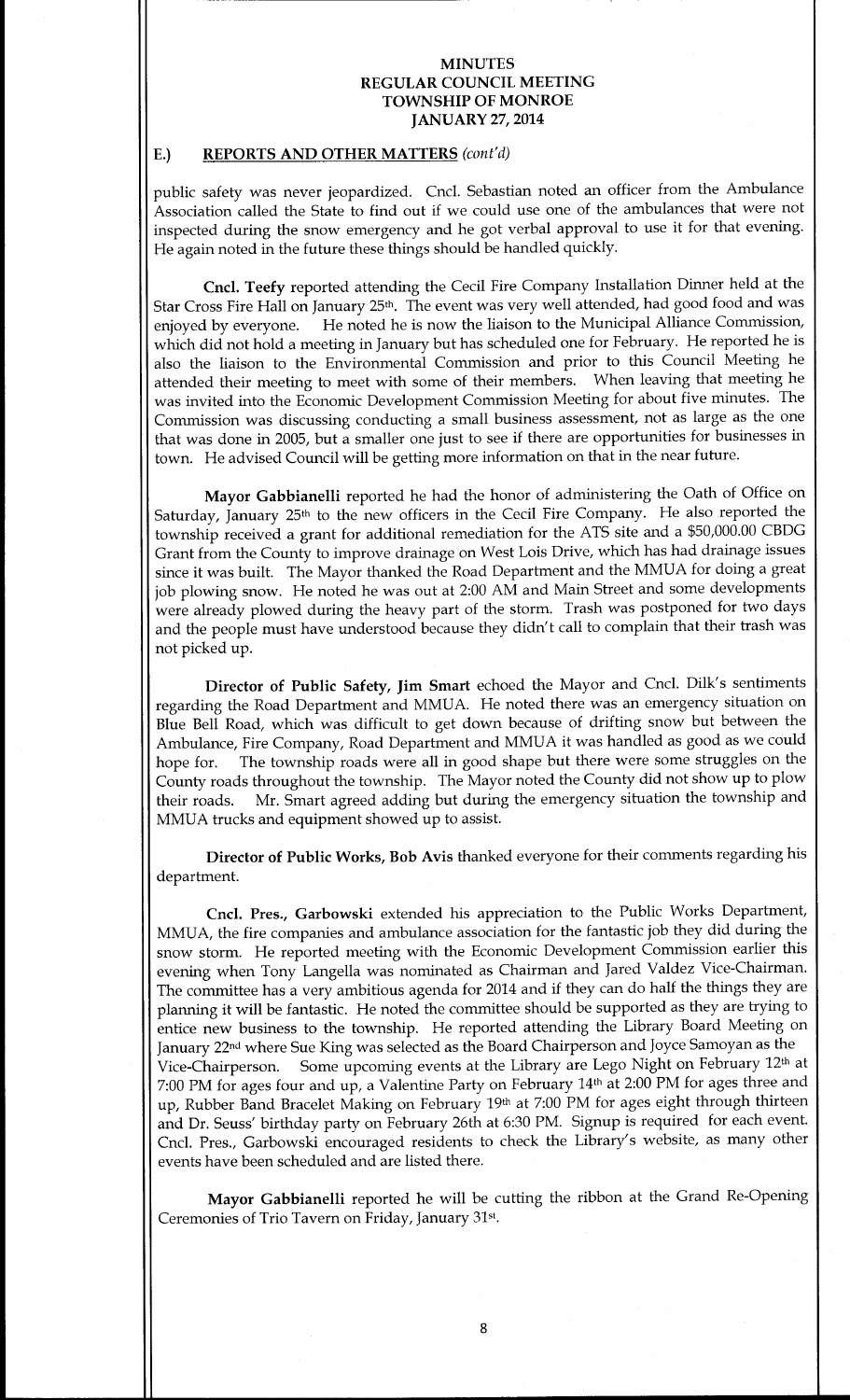**MINUTES**
**REGULAR COUNCIL MEETING**
**TOWNSHIP OF MONROE**
**JANUARY 27, 2014**

## E.) REPORTS AND OTHER MATTERS *(cont'd)*

public safety was never jeopardized. Cncl. Sebastian noted an officer from the Ambulance Association called the State to find out if we could use one of the ambulances that were not inspected during the snow emergency and he got verbal approval to use it for that evening. He again noted in the future these things should be handled quickly.

**Cncl. Teefy** reported attending the Cecil Fire Company Installation Dinner held at the Star Cross Fire Hall on January 25th. The event was very well attended, had good food and was enjoyed by everyone. He noted he is now the liaison to the Municipal Alliance Commission, which did not hold a meeting in January but has scheduled one for February. He reported he is also the liaison to the Environmental Commission and prior to this Council Meeting he attended their meeting to meet with some of their members. When leaving that meeting he was invited into the Economic Development Commission Meeting for about five minutes. The Commission was discussing conducting a small business assessment, not as large as the one that was done in 2005, but a smaller one just to see if there are opportunities for businesses in town. He advised Council will be getting more information on that in the near future.

**Mayor Gabbianelli** reported he had the honor of administering the Oath of Office on Saturday, January 25th to the new officers in the Cecil Fire Company. He also reported the township received a grant for additional remediation for the ATS site and a $50,000.00 CBDG Grant from the County to improve drainage on West Lois Drive, which has had drainage issues since it was built. The Mayor thanked the Road Department and the MMUA for doing a great job plowing snow. He noted he was out at 2:00 AM and Main Street and some developments were already plowed during the heavy part of the storm. Trash was postponed for two days and the people must have understood because they didn't call to complain that their trash was not picked up.

**Director of Public Safety, Jim Smart** echoed the Mayor and Cncl. Dilk's sentiments regarding the Road Department and MMUA. He noted there was an emergency situation on Blue Bell Road, which was difficult to get down because of drifting snow but between the Ambulance, Fire Company, Road Department and MMUA it was handled as good as we could hope for. The township roads were all in good shape but there were some struggles on the County roads throughout the township. The Mayor noted the County did not show up to plow their roads. Mr. Smart agreed adding but during the emergency situation the township and MMUA trucks and equipment showed up to assist.

**Director of Public Works, Bob Avis** thanked everyone for their comments regarding his department.

**Cncl. Pres., Garbowski** extended his appreciation to the Public Works Department, MMUA, the fire companies and ambulance association for the fantastic job they did during the snow storm. He reported meeting with the Economic Development Commission earlier this evening when Tony Langella was nominated as Chairman and Jared Valdez Vice-Chairman. The committee has a very ambitious agenda for 2014 and if they can do half the things they are planning it will be fantastic. He noted the committee should be supported as they are trying to entice new business to the township. He reported attending the Library Board Meeting on January 22nd where Sue King was selected as the Board Chairperson and Joyce Samoyan as the Vice-Chairperson. Some upcoming events at the Library are Lego Night on February 12th at 7:00 PM for ages four and up, a Valentine Party on February 14th at 2:00 PM for ages three and up, Rubber Band Bracelet Making on February 19th at 7:00 PM for ages eight through thirteen and Dr. Seuss' birthday party on February 26th at 6:30 PM. Signup is required for each event. Cncl. Pres., Garbowski encouraged residents to check the Library's website, as many other events have been scheduled and are listed there.

**Mayor Gabbianelli** reported he will be cutting the ribbon at the Grand Re-Opening Ceremonies of Trio Tavern on Friday, January 31st.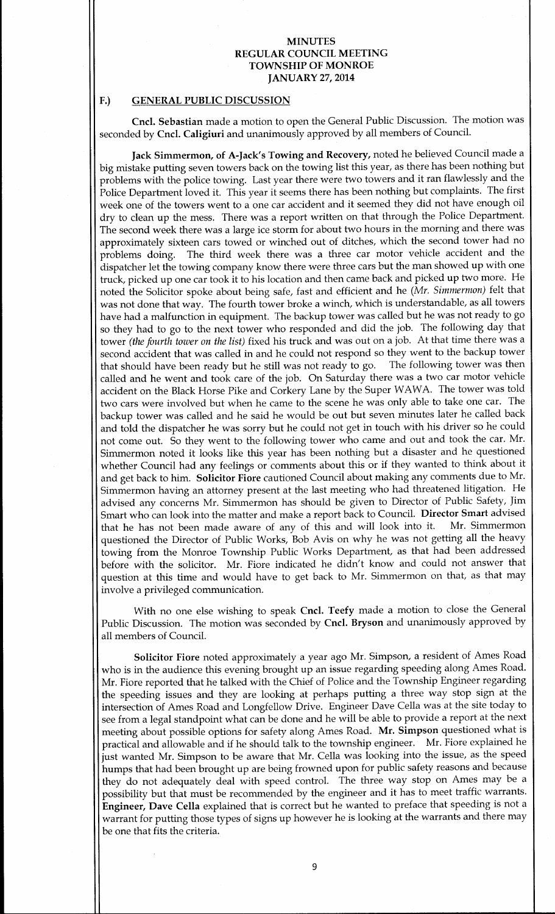# MINUTES
# REGULAR COUNCIL MEETING
# TOWNSHIP OF MONROE
# JANUARY 27, 2014

## F.) GENERAL PUBLIC DISCUSSION

**Cncl. Sebastian** made a motion to open the General Public Discussion. The motion was seconded by **Cncl. Caligiuri** and unanimously approved by all members of Council.

**Jack Simmermon, of A-Jack's Towing and Recovery,** noted he believed Council made a big mistake putting seven towers back on the towing list this year, as there has been nothing but problems with the police towing. Last year there were two towers and it ran flawlessly and the Police Department loved it. This year it seems there has been nothing but complaints. The first week one of the towers went to a one car accident and it seemed they did not have enough oil dry to clean up the mess. There was a report written on that through the Police Department. The second week there was a large ice storm for about two hours in the morning and there was approximately sixteen cars towed or winched out of ditches, which the second tower had no problems doing. The third week there was a three car motor vehicle accident and the dispatcher let the towing company know there were three cars but the man showed up with one truck, picked up one car took it to his location and then came back and picked up two more. He noted the Solicitor spoke about being safe, fast and efficient and he *(Mr. Simmermon)* felt that was not done that way. The fourth tower broke a winch, which is understandable, as all towers have had a malfunction in equipment. The backup tower was called but he was not ready to go so they had to go to the next tower who responded and did the job. The following day that tower *(the fourth tower on the list)* fixed his truck and was out on a job. At that time there was a second accident that was called in and he could not respond so they went to the backup tower that should have been ready but he still was not ready to go. The following tower was then called and he went and took care of the job. On Saturday there was a two car motor vehicle accident on the Black Horse Pike and Corkery Lane by the Super WAWA. The tower was told two cars were involved but when he came to the scene he was only able to take one car. The backup tower was called and he said he would be out but seven minutes later he called back and told the dispatcher he was sorry but he could not get in touch with his driver so he could not come out. So they went to the following tower who came and out and took the car. Mr. Simmermon noted it looks like this year has been nothing but a disaster and he questioned whether Council had any feelings or comments about this or if they wanted to think about it and get back to him. **Solicitor Fiore** cautioned Council about making any comments due to Mr. Simmermon having an attorney present at the last meeting who had threatened litigation. He advised any concerns Mr. Simmermon has should be given to Director of Public Safety, Jim Smart who can look into the matter and make a report back to Council. **Director Smart** advised that he has not been made aware of any of this and will look into it. Mr. Simmermon questioned the Director of Public Works, Bob Avis on why he was not getting all the heavy towing from the Monroe Township Public Works Department, as that had been addressed before with the solicitor. Mr. Fiore indicated he didn't know and could not answer that question at this time and would have to get back to Mr. Simmermon on that, as that may involve a privileged communication.

With no one else wishing to speak **Cncl. Teefy** made a motion to close the General Public Discussion. The motion was seconded by **Cncl. Bryson** and unanimously approved by all members of Council.

**Solicitor Fiore** noted approximately a year ago Mr. Simpson, a resident of Ames Road who is in the audience this evening brought up an issue regarding speeding along Ames Road. Mr. Fiore reported that he talked with the Chief of Police and the Township Engineer regarding the speeding issues and they are looking at perhaps putting a three way stop sign at the intersection of Ames Road and Longfellow Drive. Engineer Dave Cella was at the site today to see from a legal standpoint what can be done and he will be able to provide a report at the next meeting about possible options for safety along Ames Road. **Mr. Simpson** questioned what is practical and allowable and if he should talk to the township engineer. Mr. Fiore explained he just wanted Mr. Simpson to be aware that Mr. Cella was looking into the issue, as the speed humps that had been brought up are being frowned upon for public safety reasons and because they do not adequately deal with speed control. The three way stop on Ames may be a possibility but that must be recommended by the engineer and it has to meet traffic warrants. **Engineer, Dave Cella** explained that is correct but he wanted to preface that speeding is not a warrant for putting those types of signs up however he is looking at the warrants and there may be one that fits the criteria.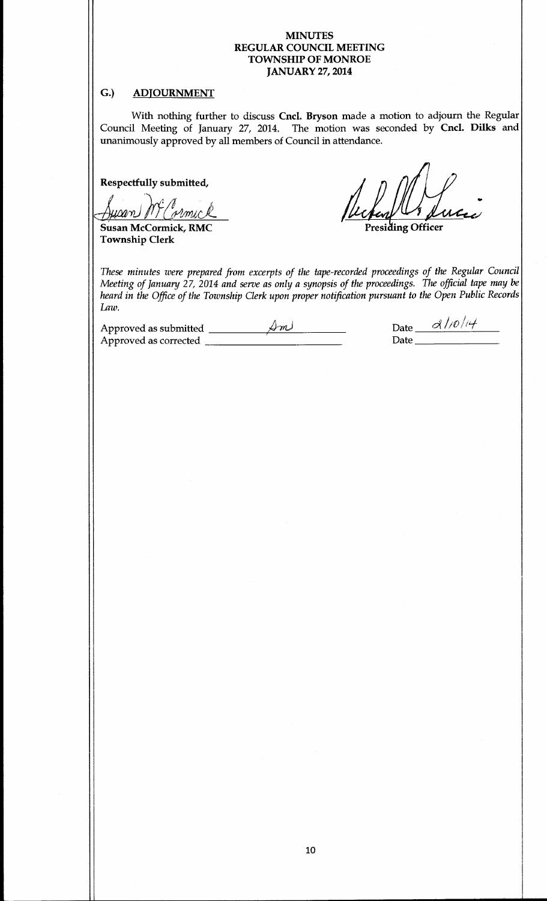# MINUTES
## REGULAR COUNCIL MEETING
## TOWNSHIP OF MONROE
## JANUARY 27, 2014

### G.) ADJOURNMENT

With nothing further to discuss **Cncl. Bryson** made a motion to adjourn the Regular Council Meeting of January 27, 2014. The motion was seconded by **Cncl. Dilks** and unanimously approved by all members of Council in attendance.

**Respectfully submitted,**

**Susan McCormick, RMC**
**Township Clerk**

**Presiding Officer**

*These minutes were prepared from excerpts of the tape-recorded proceedings of the Regular Council Meeting of January 27, 2014 and serve as only a synopsis of the proceedings. The official tape may be heard in the Office of the Township Clerk upon proper notification pursuant to the Open Public Records Law.*

Approved as submitted Sm Date 2/10/14
Approved as corrected ____________ Date ____________